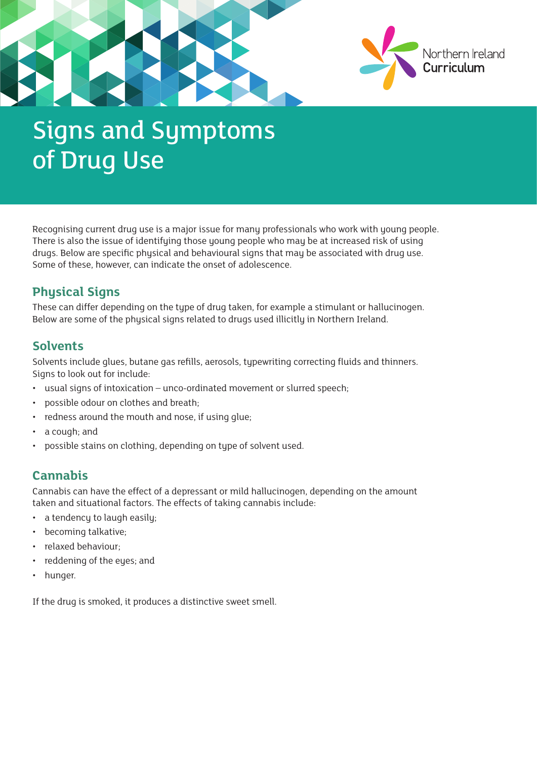# Signs and Symptoms of Drug Use

Recognising current drug use is a major issue for many professionals who work with young people. There is also the issue of identifying those young people who may be at increased risk of using drugs. Below are specific physical and behavioural signs that may be associated with drug use. Some of these, however, can indicate the onset of adolescence.

## Physical Signs

These can differ depending on the type of drug taken, for example a stimulant or hallucinogen. Below are some of the physical signs related to drugs used illicitly in Northern Ireland.

## Solvents

Solvents include glues, butane gas refills, aerosols, typewriting correcting fluids and thinners. Signs to look out for include:

- usual signs of intoxication – unco-ordinated movement or slurred speech;
- possible odour on clothes and breath;
- redness around the mouth and nose, if using glue;
- a cough; and
- possible stains on clothing, depending on type of solvent used.

## Cannabis

Cannabis can have the effect of a depressant or mild hallucinogen, depending on the amount taken and situational factors. The effects of taking cannabis include:

- a tendency to laugh easily;
- becoming talkative;
- relaxed behaviour;
- reddening of the eyes; and
- hunger.

If the drug is smoked, it produces a distinctive sweet smell.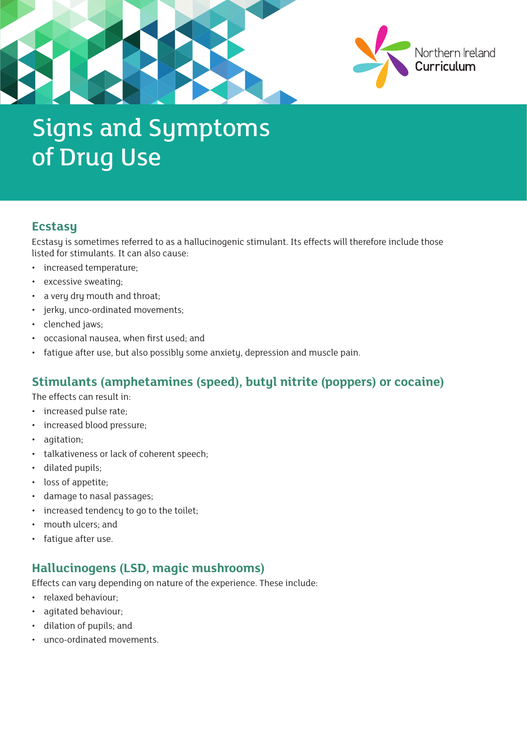# Signs and Symptoms of Drug Use

## Ecstasy

Ecstasy is sometimes referred to as a hallucinogenic stimulant. Its effects will therefore include those listed for stimulants. It can also cause:

- increased temperature;
- excessive sweating;
- a very dry mouth and throat;
- jerky, unco-ordinated movements;
- clenched jaws;
- occasional nausea, when first used; and
- fatigue after use, but also possibly some anxiety, depression and muscle pain.

## Stimulants (amphetamines (speed), butyl nitrite (poppers) or cocaine)

The effects can result in:

- increased pulse rate;
- increased blood pressure;
- agitation;
- talkativeness or lack of coherent speech;
- dilated pupils;
- loss of appetite;
- damage to nasal passages;
- increased tendency to go to the toilet;
- mouth ulcers; and
- fatigue after use.

## Hallucinogens (LSD, magic mushrooms)

Effects can vary depending on nature of the experience. These include:

- relaxed behaviour;
- agitated behaviour;
- dilation of pupils; and
- unco-ordinated movements.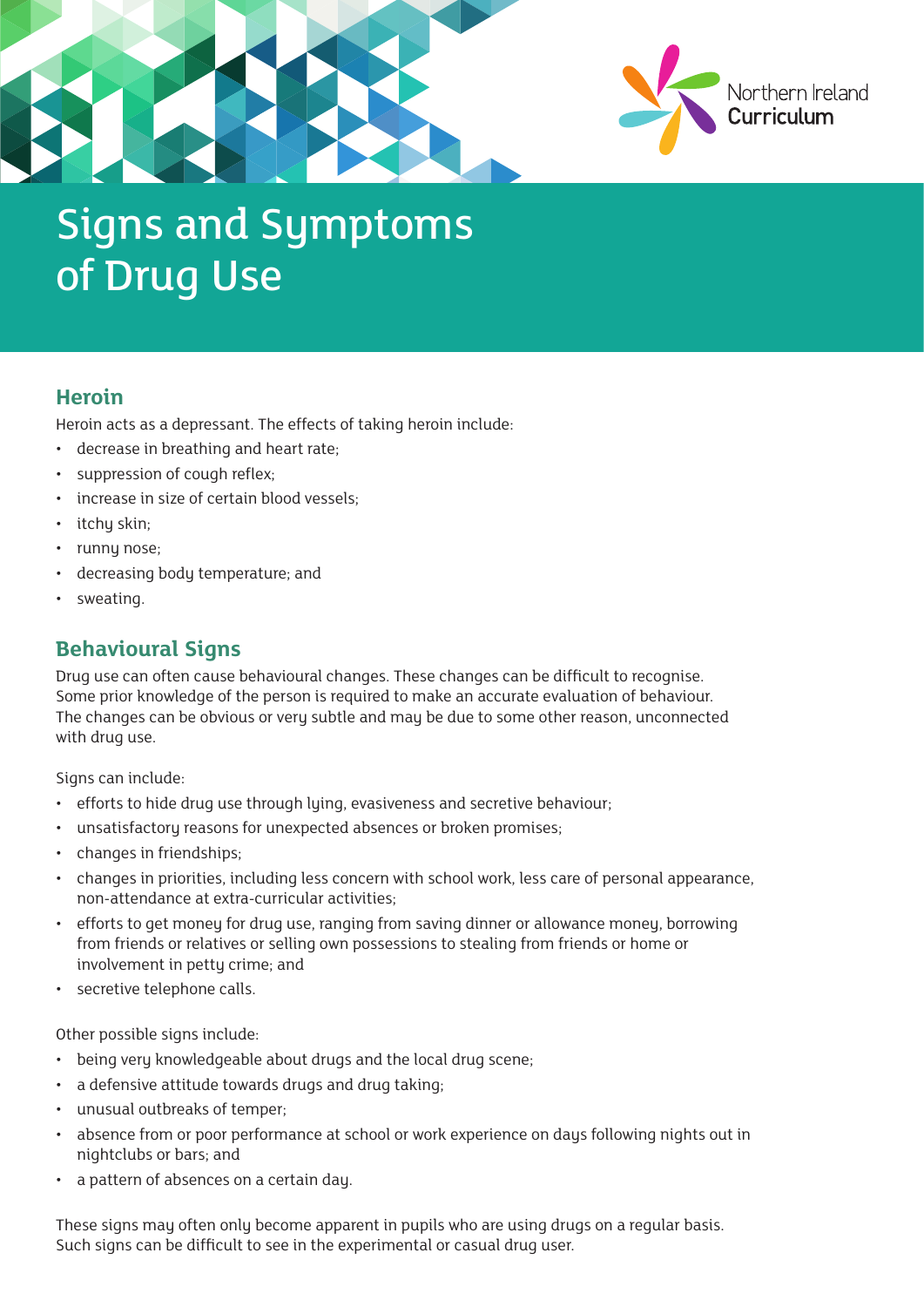# Signs and Symptoms of Drug Use

## Heroin

Heroin acts as a depressant. The effects of taking heroin include:

- decrease in breathing and heart rate;
- suppression of cough reflex;
- increase in size of certain blood vessels;
- itchy skin;
- runny nose;
- decreasing body temperature; and
- sweating.

## Behavioural Signs

Drug use can often cause behavioural changes. These changes can be difficult to recognise. Some prior knowledge of the person is required to make an accurate evaluation of behaviour. The changes can be obvious or very subtle and may be due to some other reason, unconnected with drug use.

Signs can include:

- efforts to hide drug use through lying, evasiveness and secretive behaviour;
- unsatisfactory reasons for unexpected absences or broken promises;
- changes in friendships;
- changes in priorities, including less concern with school work, less care of personal appearance, non-attendance at extra-curricular activities;
- efforts to get money for drug use, ranging from saving dinner or allowance money, borrowing from friends or relatives or selling own possessions to stealing from friends or home or involvement in petty crime; and
- secretive telephone calls.

Other possible signs include:

- being very knowledgeable about drugs and the local drug scene;
- a defensive attitude towards drugs and drug taking;
- unusual outbreaks of temper;
- absence from or poor performance at school or work experience on days following nights out in nightclubs or bars; and
- a pattern of absences on a certain day.

These signs may often only become apparent in pupils who are using drugs on a regular basis. Such signs can be difficult to see in the experimental or casual drug user.